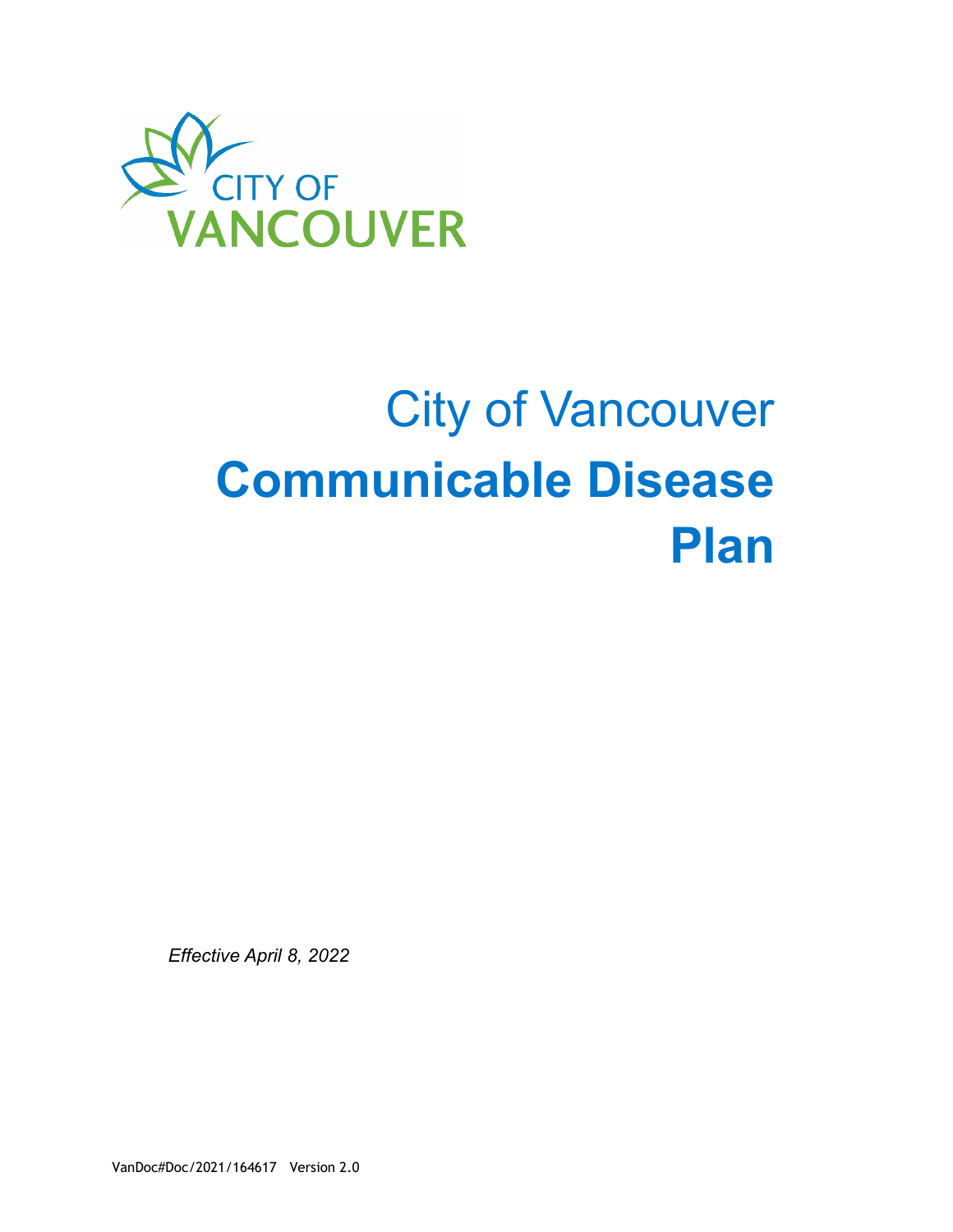CITY OF VANCOUVER

# City of Vancouver Communicable Disease Plan

*Effective April 8, 2022*

VanDoc#Doc/2021/164617 Version 2.0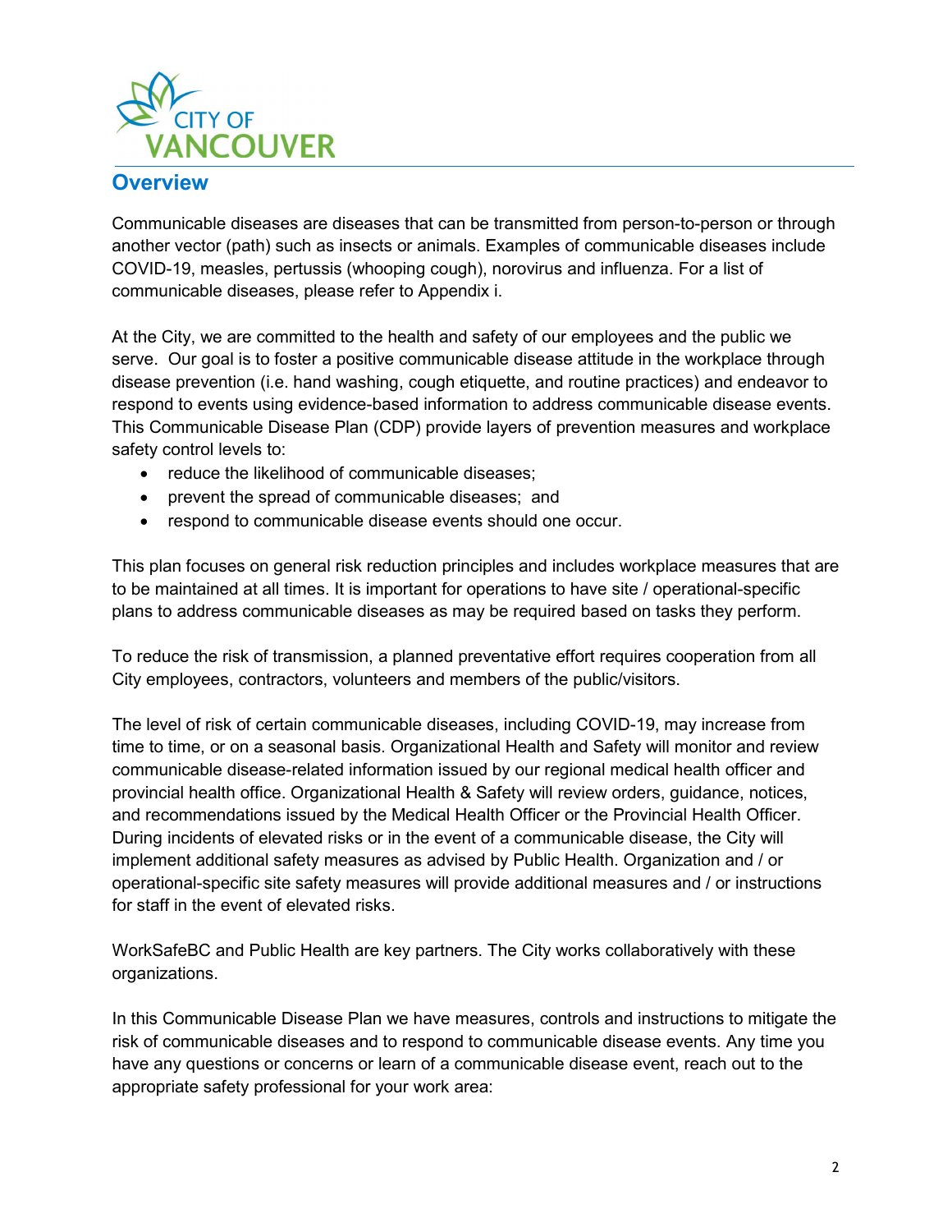## Overview

Communicable diseases are diseases that can be transmitted from person-to-person or through another vector (path) such as insects or animals. Examples of communicable diseases include COVID-19, measles, pertussis (whooping cough), norovirus and influenza. For a list of communicable diseases, please refer to Appendix i.

At the City, we are committed to the health and safety of our employees and the public we serve. Our goal is to foster a positive communicable disease attitude in the workplace through disease prevention (i.e. hand washing, cough etiquette, and routine practices) and endeavor to respond to events using evidence-based information to address communicable disease events. This Communicable Disease Plan (CDP) provide layers of prevention measures and workplace safety control levels to:

- reduce the likelihood of communicable diseases;
- prevent the spread of communicable diseases; and
- respond to communicable disease events should one occur.

This plan focuses on general risk reduction principles and includes workplace measures that are to be maintained at all times. It is important for operations to have site / operational-specific plans to address communicable diseases as may be required based on tasks they perform.

To reduce the risk of transmission, a planned preventative effort requires cooperation from all City employees, contractors, volunteers and members of the public/visitors.

The level of risk of certain communicable diseases, including COVID-19, may increase from time to time, or on a seasonal basis. Organizational Health and Safety will monitor and review communicable disease-related information issued by our regional medical health officer and provincial health office. Organizational Health & Safety will review orders, guidance, notices, and recommendations issued by the Medical Health Officer or the Provincial Health Officer. During incidents of elevated risks or in the event of a communicable disease, the City will implement additional safety measures as advised by Public Health. Organization and / or operational-specific site safety measures will provide additional measures and / or instructions for staff in the event of elevated risks.

WorkSafeBC and Public Health are key partners. The City works collaboratively with these organizations.

In this Communicable Disease Plan we have measures, controls and instructions to mitigate the risk of communicable diseases and to respond to communicable disease events. Any time you have any questions or concerns or learn of a communicable disease event, reach out to the appropriate safety professional for your work area: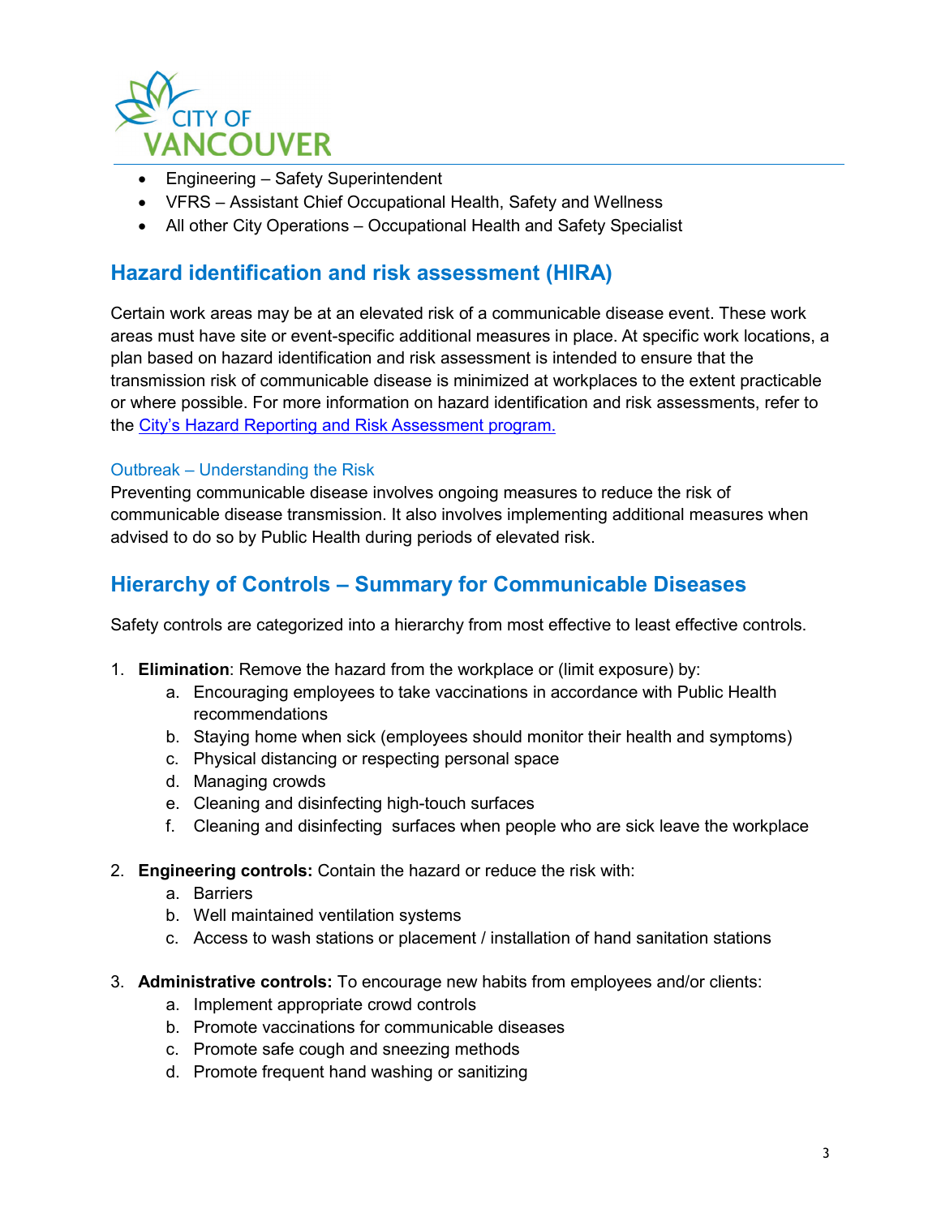- Engineering – Safety Superintendent
- VFRS – Assistant Chief Occupational Health, Safety and Wellness
- All other City Operations – Occupational Health and Safety Specialist

## Hazard identification and risk assessment (HIRA)

Certain work areas may be at an elevated risk of a communicable disease event. These work areas must have site or event-specific additional measures in place. At specific work locations, a plan based on hazard identification and risk assessment is intended to ensure that the transmission risk of communicable disease is minimized at workplaces to the extent practicable or where possible. For more information on hazard identification and risk assessments, refer to the City's Hazard Reporting and Risk Assessment program.

### Outbreak – Understanding the Risk

Preventing communicable disease involves ongoing measures to reduce the risk of communicable disease transmission. It also involves implementing additional measures when advised to do so by Public Health during periods of elevated risk.

## Hierarchy of Controls – Summary for Communicable Diseases

Safety controls are categorized into a hierarchy from most effective to least effective controls.

1. **Elimination**: Remove the hazard from the workplace or (limit exposure) by:
   a. Encouraging employees to take vaccinations in accordance with Public Health recommendations
   b. Staying home when sick (employees should monitor their health and symptoms)
   c. Physical distancing or respecting personal space
   d. Managing crowds
   e. Cleaning and disinfecting high-touch surfaces
   f. Cleaning and disinfecting surfaces when people who are sick leave the workplace

2. **Engineering controls:** Contain the hazard or reduce the risk with:
   a. Barriers
   b. Well maintained ventilation systems
   c. Access to wash stations or placement / installation of hand sanitation stations

3. **Administrative controls:** To encourage new habits from employees and/or clients:
   a. Implement appropriate crowd controls
   b. Promote vaccinations for communicable diseases
   c. Promote safe cough and sneezing methods
   d. Promote frequent hand washing or sanitizing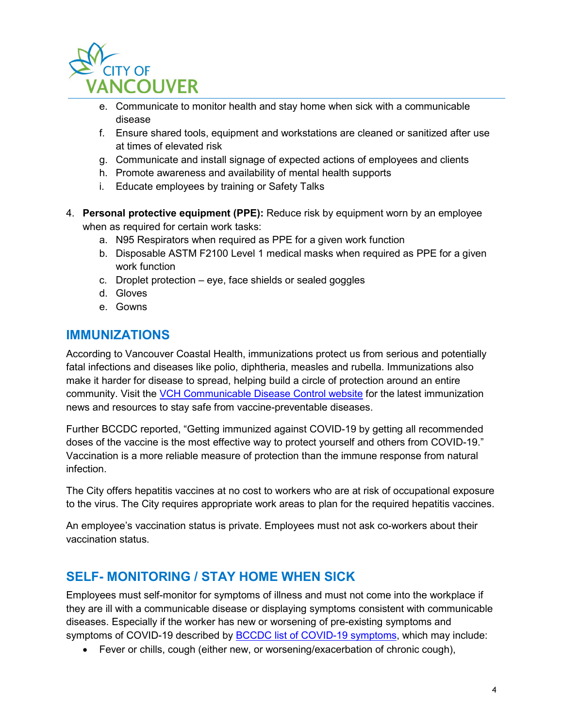e. Communicate to monitor health and stay home when sick with a communicable disease
   f. Ensure shared tools, equipment and workstations are cleaned or sanitized after use at times of elevated risk
   g. Communicate and install signage of expected actions of employees and clients
   h. Promote awareness and availability of mental health supports
   i. Educate employees by training or Safety Talks

4. **Personal protective equipment (PPE):** Reduce risk by equipment worn by an employee when as required for certain work tasks:
   a. N95 Respirators when required as PPE for a given work function
   b. Disposable ASTM F2100 Level 1 medical masks when required as PPE for a given work function
   c. Droplet protection – eye, face shields or sealed goggles
   d. Gloves
   e. Gowns

## IMMUNIZATIONS

According to Vancouver Coastal Health, immunizations protect us from serious and potentially fatal infections and diseases like polio, diphtheria, measles and rubella. Immunizations also make it harder for disease to spread, helping build a circle of protection around an entire community. Visit the VCH Communicable Disease Control website for the latest immunization news and resources to stay safe from vaccine-preventable diseases.

Further BCCDC reported, "Getting immunized against COVID-19 by getting all recommended doses of the vaccine is the most effective way to protect yourself and others from COVID-19." Vaccination is a more reliable measure of protection than the immune response from natural infection.

The City offers hepatitis vaccines at no cost to workers who are at risk of occupational exposure to the virus. The City requires appropriate work areas to plan for the required hepatitis vaccines.

An employee's vaccination status is private. Employees must not ask co-workers about their vaccination status.

## SELF- MONITORING / STAY HOME WHEN SICK

Employees must self-monitor for symptoms of illness and must not come into the workplace if they are ill with a communicable disease or displaying symptoms consistent with communicable diseases. Especially if the worker has new or worsening of pre-existing symptoms and symptoms of COVID-19 described by BCCDC list of COVID-19 symptoms, which may include:

- Fever or chills, cough (either new, or worsening/exacerbation of chronic cough),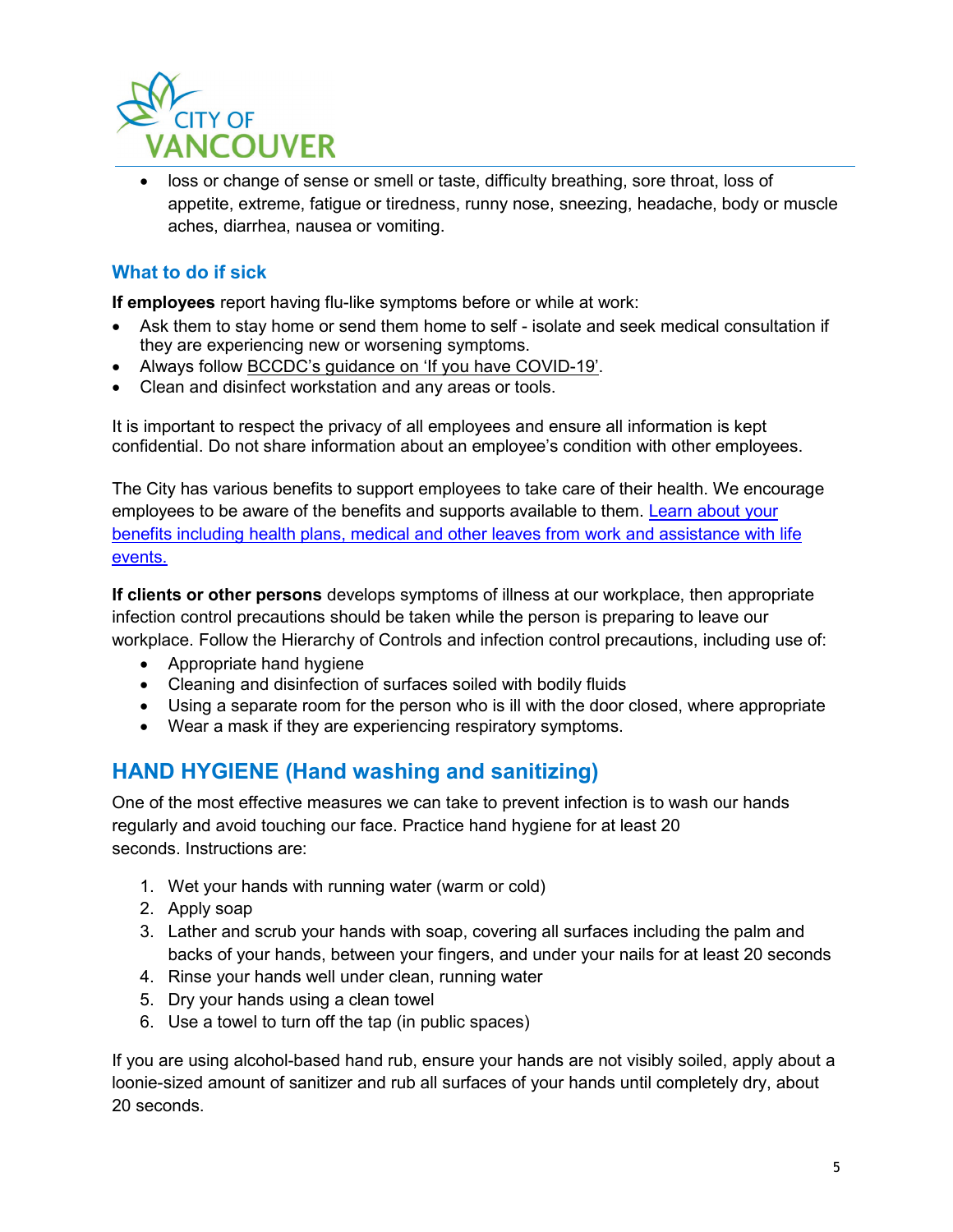- loss or change of sense or smell or taste, difficulty breathing, sore throat, loss of appetite, extreme, fatigue or tiredness, runny nose, sneezing, headache, body or muscle aches, diarrhea, nausea or vomiting.

### What to do if sick

**If employees** report having flu-like symptoms before or while at work:

- Ask them to stay home or send them home to self - isolate and seek medical consultation if they are experiencing new or worsening symptoms.
- Always follow BCCDC's guidance on 'If you have COVID-19'.
- Clean and disinfect workstation and any areas or tools.

It is important to respect the privacy of all employees and ensure all information is kept confidential. Do not share information about an employee's condition with other employees.

The City has various benefits to support employees to take care of their health. We encourage employees to be aware of the benefits and supports available to them. Learn about your benefits including health plans, medical and other leaves from work and assistance with life events.

**If clients or other persons** develops symptoms of illness at our workplace, then appropriate infection control precautions should be taken while the person is preparing to leave our workplace. Follow the Hierarchy of Controls and infection control precautions, including use of:

- Appropriate hand hygiene
- Cleaning and disinfection of surfaces soiled with bodily fluids
- Using a separate room for the person who is ill with the door closed, where appropriate
- Wear a mask if they are experiencing respiratory symptoms.

## HAND HYGIENE (Hand washing and sanitizing)

One of the most effective measures we can take to prevent infection is to wash our hands regularly and avoid touching our face. Practice hand hygiene for at least 20 seconds. Instructions are:

1. Wet your hands with running water (warm or cold)
2. Apply soap
3. Lather and scrub your hands with soap, covering all surfaces including the palm and backs of your hands, between your fingers, and under your nails for at least 20 seconds
4. Rinse your hands well under clean, running water
5. Dry your hands using a clean towel
6. Use a towel to turn off the tap (in public spaces)

If you are using alcohol-based hand rub, ensure your hands are not visibly soiled, apply about a loonie-sized amount of sanitizer and rub all surfaces of your hands until completely dry, about 20 seconds.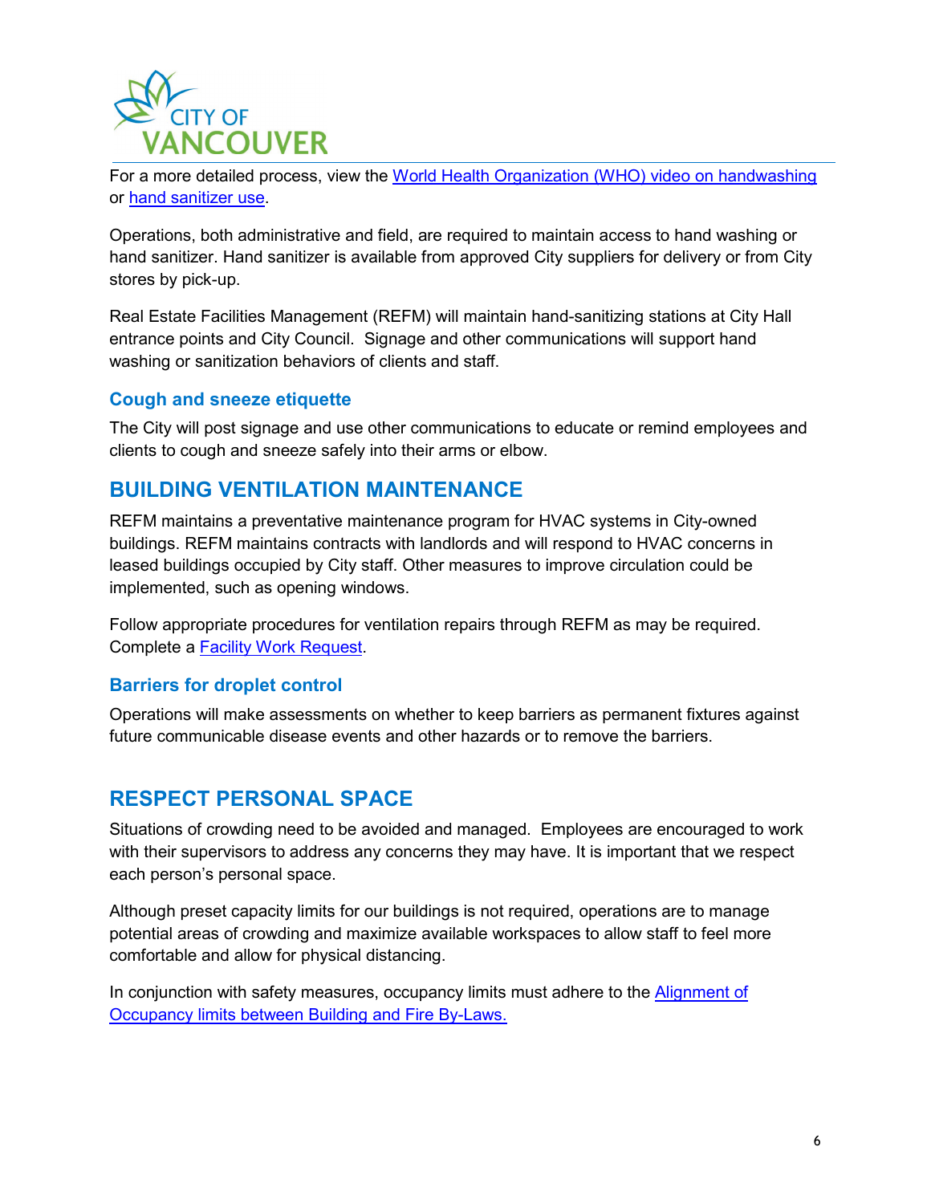For a more detailed process, view the [World Health Organization (WHO) video on handwashing]() or [hand sanitizer use]().

Operations, both administrative and field, are required to maintain access to hand washing or hand sanitizer. Hand sanitizer is available from approved City suppliers for delivery or from City stores by pick-up.

Real Estate Facilities Management (REFM) will maintain hand-sanitizing stations at City Hall entrance points and City Council. Signage and other communications will support hand washing or sanitization behaviors of clients and staff.

### Cough and sneeze etiquette

The City will post signage and use other communications to educate or remind employees and clients to cough and sneeze safely into their arms or elbow.

## BUILDING VENTILATION MAINTENANCE

REFM maintains a preventative maintenance program for HVAC systems in City-owned buildings. REFM maintains contracts with landlords and will respond to HVAC concerns in leased buildings occupied by City staff. Other measures to improve circulation could be implemented, such as opening windows.

Follow appropriate procedures for ventilation repairs through REFM as may be required. Complete a [Facility Work Request]().

### Barriers for droplet control

Operations will make assessments on whether to keep barriers as permanent fixtures against future communicable disease events and other hazards or to remove the barriers.

## RESPECT PERSONAL SPACE

Situations of crowding need to be avoided and managed. Employees are encouraged to work with their supervisors to address any concerns they may have. It is important that we respect each person's personal space.

Although preset capacity limits for our buildings is not required, operations are to manage potential areas of crowding and maximize available workspaces to allow staff to feel more comfortable and allow for physical distancing.

In conjunction with safety measures, occupancy limits must adhere to the [Alignment of Occupancy limits between Building and Fire By-Laws.]()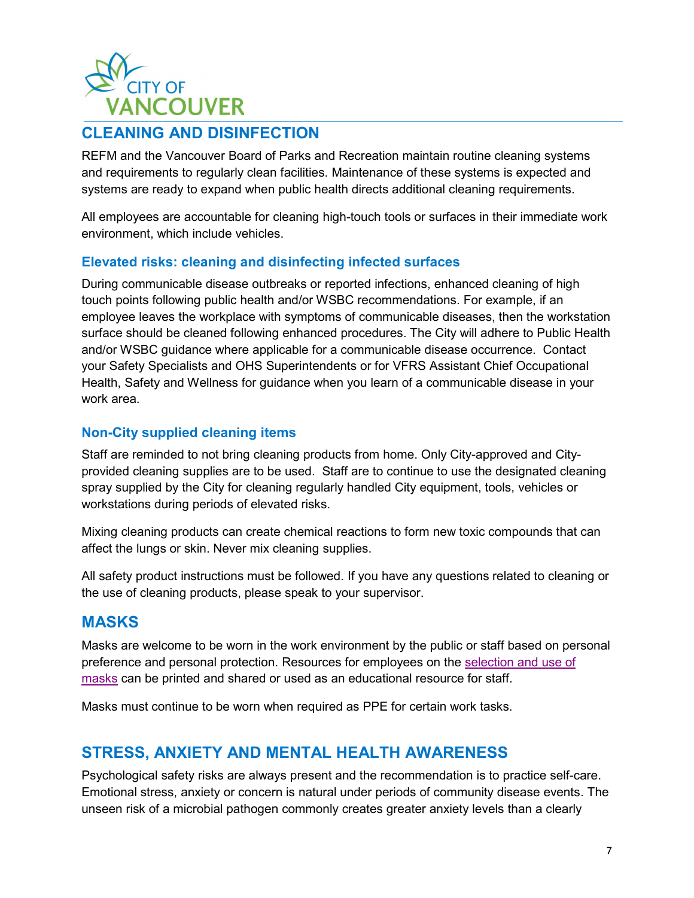## CLEANING AND DISINFECTION

REFM and the Vancouver Board of Parks and Recreation maintain routine cleaning systems and requirements to regularly clean facilities. Maintenance of these systems is expected and systems are ready to expand when public health directs additional cleaning requirements.

All employees are accountable for cleaning high-touch tools or surfaces in their immediate work environment, which include vehicles.

### Elevated risks: cleaning and disinfecting infected surfaces

During communicable disease outbreaks or reported infections, enhanced cleaning of high touch points following public health and/or WSBC recommendations. For example, if an employee leaves the workplace with symptoms of communicable diseases, then the workstation surface should be cleaned following enhanced procedures. The City will adhere to Public Health and/or WSBC guidance where applicable for a communicable disease occurrence. Contact your Safety Specialists and OHS Superintendents or for VFRS Assistant Chief Occupational Health, Safety and Wellness for guidance when you learn of a communicable disease in your work area.

### Non-City supplied cleaning items

Staff are reminded to not bring cleaning products from home. Only City-approved and City-provided cleaning supplies are to be used. Staff are to continue to use the designated cleaning spray supplied by the City for cleaning regularly handled City equipment, tools, vehicles or workstations during periods of elevated risks.

Mixing cleaning products can create chemical reactions to form new toxic compounds that can affect the lungs or skin. Never mix cleaning supplies.

All safety product instructions must be followed. If you have any questions related to cleaning or the use of cleaning products, please speak to your supervisor.

## MASKS

Masks are welcome to be worn in the work environment by the public or staff based on personal preference and personal protection. Resources for employees on the selection and use of masks can be printed and shared or used as an educational resource for staff.

Masks must continue to be worn when required as PPE for certain work tasks.

## STRESS, ANXIETY AND MENTAL HEALTH AWARENESS

Psychological safety risks are always present and the recommendation is to practice self-care. Emotional stress, anxiety or concern is natural under periods of community disease events. The unseen risk of a microbial pathogen commonly creates greater anxiety levels than a clearly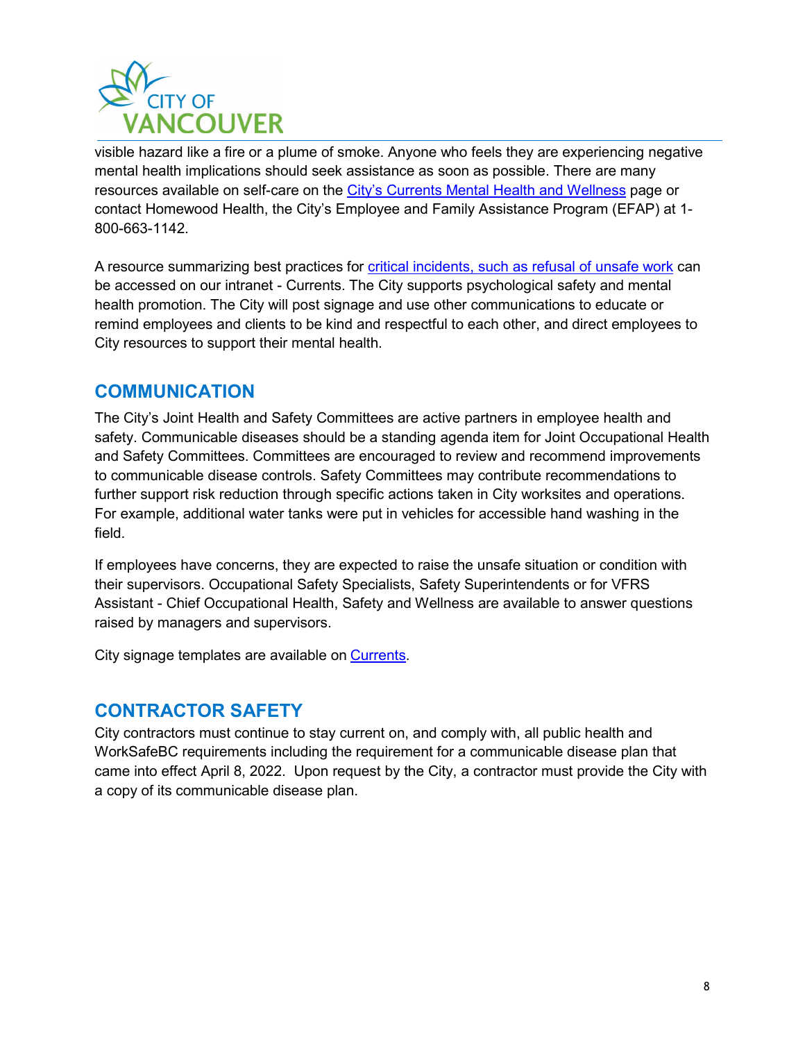visible hazard like a fire or a plume of smoke. Anyone who feels they are experiencing negative mental health implications should seek assistance as soon as possible. There are many resources available on self-care on the City's Currents Mental Health and Wellness page or contact Homewood Health, the City's Employee and Family Assistance Program (EFAP) at 1-800-663-1142.

A resource summarizing best practices for critical incidents, such as refusal of unsafe work can be accessed on our intranet - Currents. The City supports psychological safety and mental health promotion. The City will post signage and use other communications to educate or remind employees and clients to be kind and respectful to each other, and direct employees to City resources to support their mental health.

## COMMUNICATION

The City's Joint Health and Safety Committees are active partners in employee health and safety. Communicable diseases should be a standing agenda item for Joint Occupational Health and Safety Committees. Committees are encouraged to review and recommend improvements to communicable disease controls. Safety Committees may contribute recommendations to further support risk reduction through specific actions taken in City worksites and operations. For example, additional water tanks were put in vehicles for accessible hand washing in the field.

If employees have concerns, they are expected to raise the unsafe situation or condition with their supervisors. Occupational Safety Specialists, Safety Superintendents or for VFRS Assistant - Chief Occupational Health, Safety and Wellness are available to answer questions raised by managers and supervisors.

City signage templates are available on Currents.

## CONTRACTOR SAFETY

City contractors must continue to stay current on, and comply with, all public health and WorkSafeBC requirements including the requirement for a communicable disease plan that came into effect April 8, 2022. Upon request by the City, a contractor must provide the City with a copy of its communicable disease plan.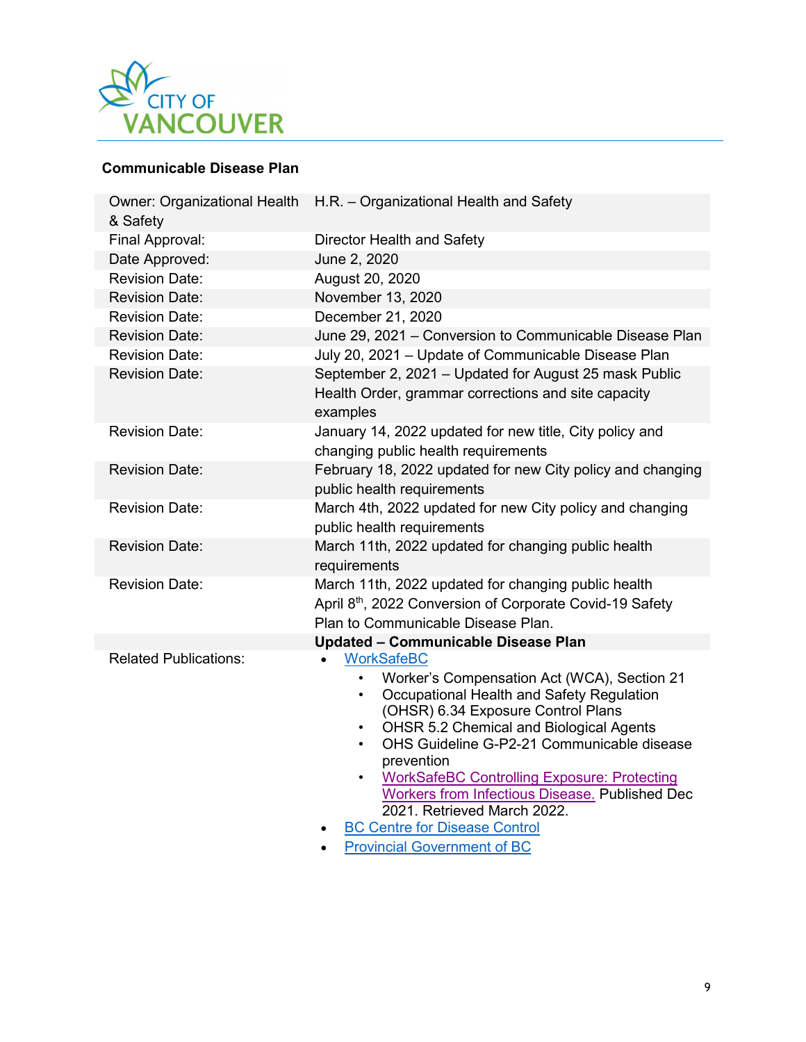**Communicable Disease Plan**

| | |
|---|---|
| Owner: Organizational Health & Safety | H.R. – Organizational Health and Safety |
| Final Approval: | Director Health and Safety |
| Date Approved: | June 2, 2020 |
| Revision Date: | August 20, 2020 |
| Revision Date: | November 13, 2020 |
| Revision Date: | December 21, 2020 |
| Revision Date: | June 29, 2021 – Conversion to Communicable Disease Plan |
| Revision Date: | July 20, 2021 – Update of Communicable Disease Plan |
| Revision Date: | September 2, 2021 – Updated for August 25 mask Public Health Order, grammar corrections and site capacity examples |
| Revision Date: | January 14, 2022 updated for new title, City policy and changing public health requirements |
| Revision Date: | February 18, 2022 updated for new City policy and changing public health requirements |
| Revision Date: | March 4th, 2022 updated for new City policy and changing public health requirements |
| Revision Date: | March 11th, 2022 updated for changing public health requirements |
| Revision Date: | March 11th, 2022 updated for changing public health April 8th, 2022 Conversion of Corporate Covid-19 Safety Plan to Communicable Disease Plan. |
| | **Updated – Communicable Disease Plan** |
| Related Publications: | • WorkSafeBC<br>  ◦ Worker's Compensation Act (WCA), Section 21<br>  ◦ Occupational Health and Safety Regulation (OHSR) 6.34 Exposure Control Plans<br>  ◦ OHSR 5.2 Chemical and Biological Agents<br>  ◦ OHS Guideline G-P2-21 Communicable disease prevention<br>  ◦ WorkSafeBC Controlling Exposure: Protecting Workers from Infectious Disease. Published Dec 2021. Retrieved March 2022.<br>• BC Centre for Disease Control<br>• Provincial Government of BC |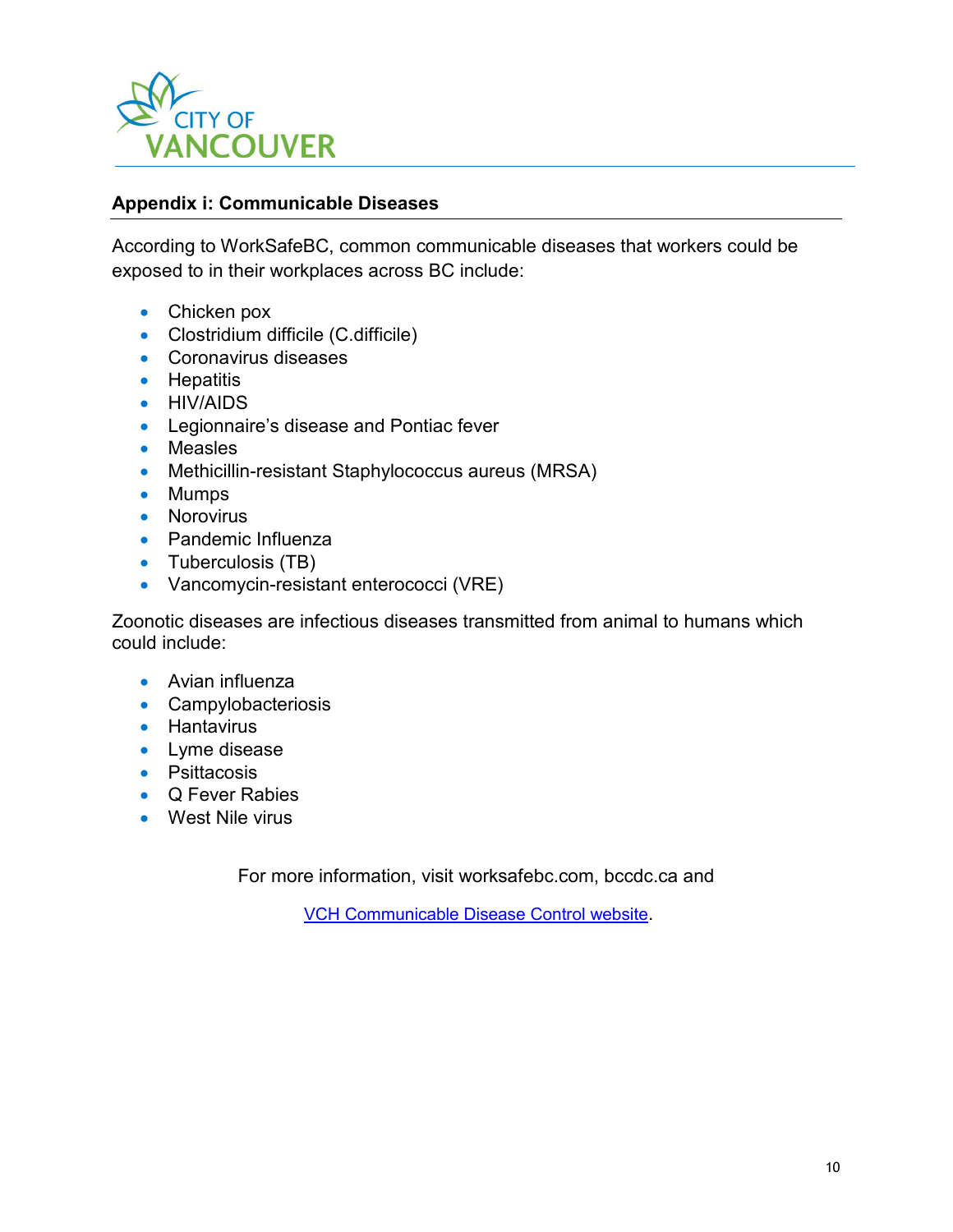## Appendix i: Communicable Diseases

According to WorkSafeBC, common communicable diseases that workers could be exposed to in their workplaces across BC include:

- Chicken pox
- Clostridium difficile (C.difficile)
- Coronavirus diseases
- Hepatitis
- HIV/AIDS
- Legionnaire's disease and Pontiac fever
- Measles
- Methicillin-resistant Staphylococcus aureus (MRSA)
- Mumps
- Norovirus
- Pandemic Influenza
- Tuberculosis (TB)
- Vancomycin-resistant enterococci (VRE)

Zoonotic diseases are infectious diseases transmitted from animal to humans which could include:

- Avian influenza
- Campylobacteriosis
- Hantavirus
- Lyme disease
- Psittacosis
- Q Fever Rabies
- West Nile virus

For more information, visit worksafebc.com, bccdc.ca and

VCH Communicable Disease Control website.